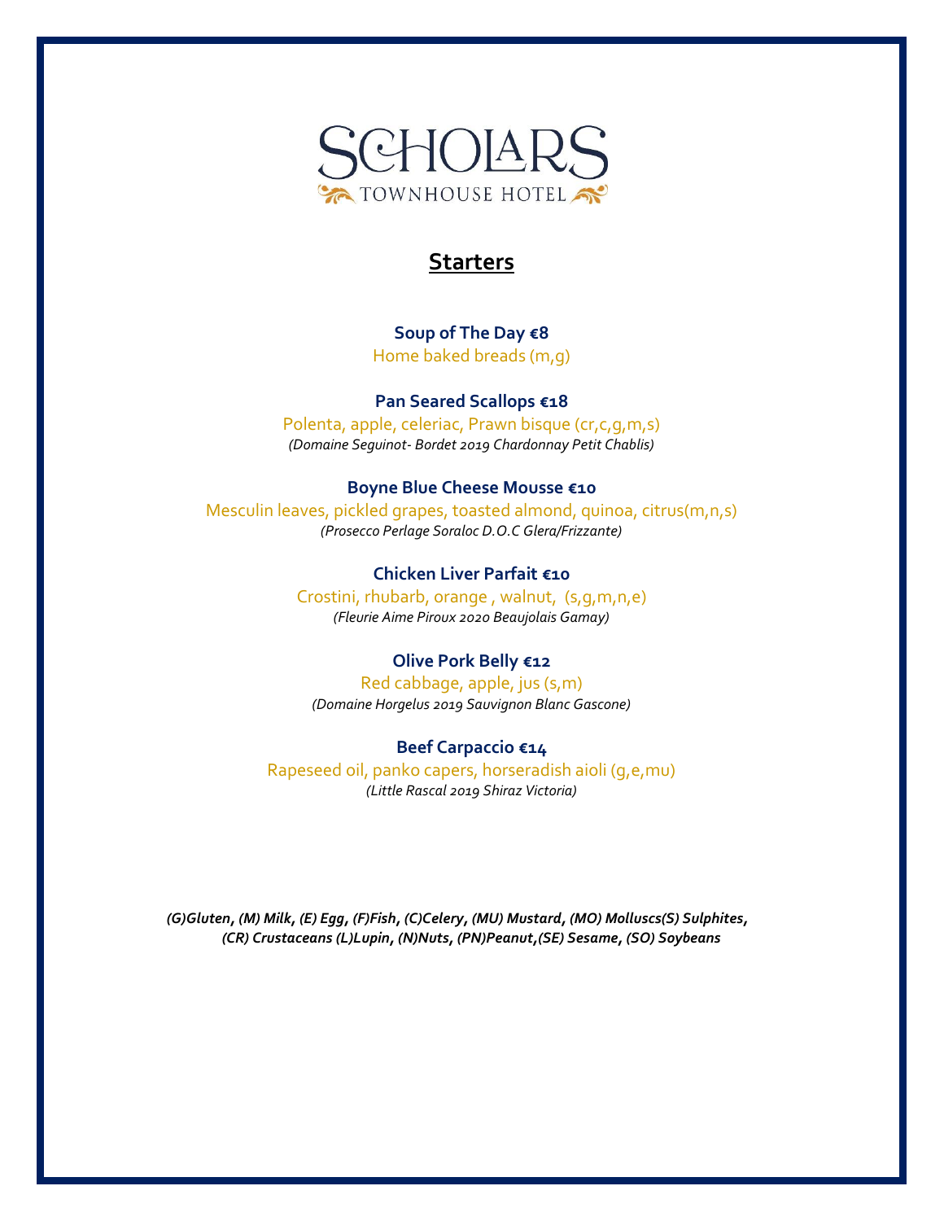# SCHOLARS
TOWNHOUSE HOTEL

## Starters

**Soup of The Day €8**
Home baked breads (m,g)

**Pan Seared Scallops €18**
Polenta, apple, celeriac, Prawn bisque (cr,c,g,m,s)
*(Domaine Seguinot- Bordet 2019 Chardonnay Petit Chablis)*

**Boyne Blue Cheese Mousse €10**
Mesculin leaves, pickled grapes, toasted almond, quinoa, citrus(m,n,s)
*(Prosecco Perlage Soraloc D.O.C Glera/Frizzante)*

**Chicken Liver Parfait €10**
Crostini, rhubarb, orange , walnut, (s,g,m,n,e)
*(Fleurie Aime Piroux 2020 Beaujolais Gamay)*

**Olive Pork Belly €12**
Red cabbage, apple, jus (s,m)
*(Domaine Horgelus 2019 Sauvignon Blanc Gascone)*

**Beef Carpaccio €14**
Rapeseed oil, panko capers, horseradish aioli (g,e,mu)
*(Little Rascal 2019 Shiraz Victoria)*

***(G)Gluten, (M) Milk, (E) Egg, (F)Fish, (C)Celery, (MU) Mustard, (MO) Molluscs(S) Sulphites, (CR) Crustaceans (L)Lupin, (N)Nuts, (PN)Peanut,(SE) Sesame, (SO) Soybeans***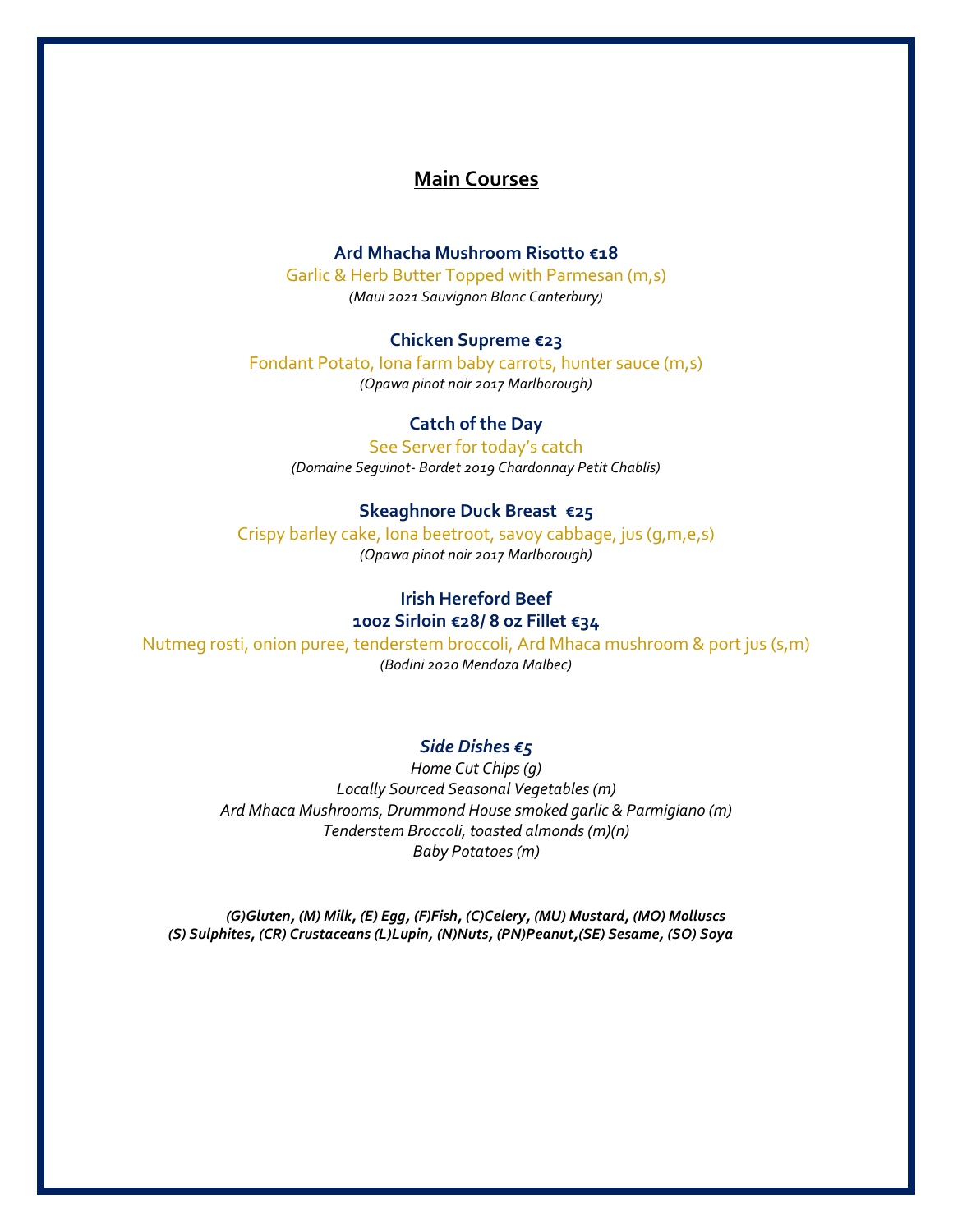## Main Courses

**Ard Mhacha Mushroom Risotto €18**
Garlic & Herb Butter Topped with Parmesan (m,s)
*(Maui 2021 Sauvignon Blanc Canterbury)*

**Chicken Supreme €23**
Fondant Potato, Iona farm baby carrots, hunter sauce (m,s)
*(Opawa pinot noir 2017 Marlborough)*

**Catch of the Day**
See Server for today's catch
*(Domaine Seguinot- Bordet 2019 Chardonnay Petit Chablis)*

**Skeaghnore Duck Breast €25**
Crispy barley cake, Iona beetroot, savoy cabbage, jus (g,m,e,s)
*(Opawa pinot noir 2017 Marlborough)*

**Irish Hereford Beef**
**10oz Sirloin €28/ 8 oz Fillet €34**
Nutmeg rosti, onion puree, tenderstem broccoli, Ard Mhaca mushroom & port jus (s,m)
*(Bodini 2020 Mendoza Malbec)*

***Side Dishes €5***
*Home Cut Chips (g)*
*Locally Sourced Seasonal Vegetables (m)*
*Ard Mhaca Mushrooms, Drummond House smoked garlic & Parmigiano (m)*
*Tenderstem Broccoli, toasted almonds (m)(n)*
*Baby Potatoes (m)*

***(G)Gluten, (M) Milk, (E) Egg, (F)Fish, (C)Celery, (MU) Mustard, (MO) Molluscs***
***(S) Sulphites, (CR) Crustaceans (L)Lupin, (N)Nuts, (PN)Peanut,(SE) Sesame, (SO) Soya***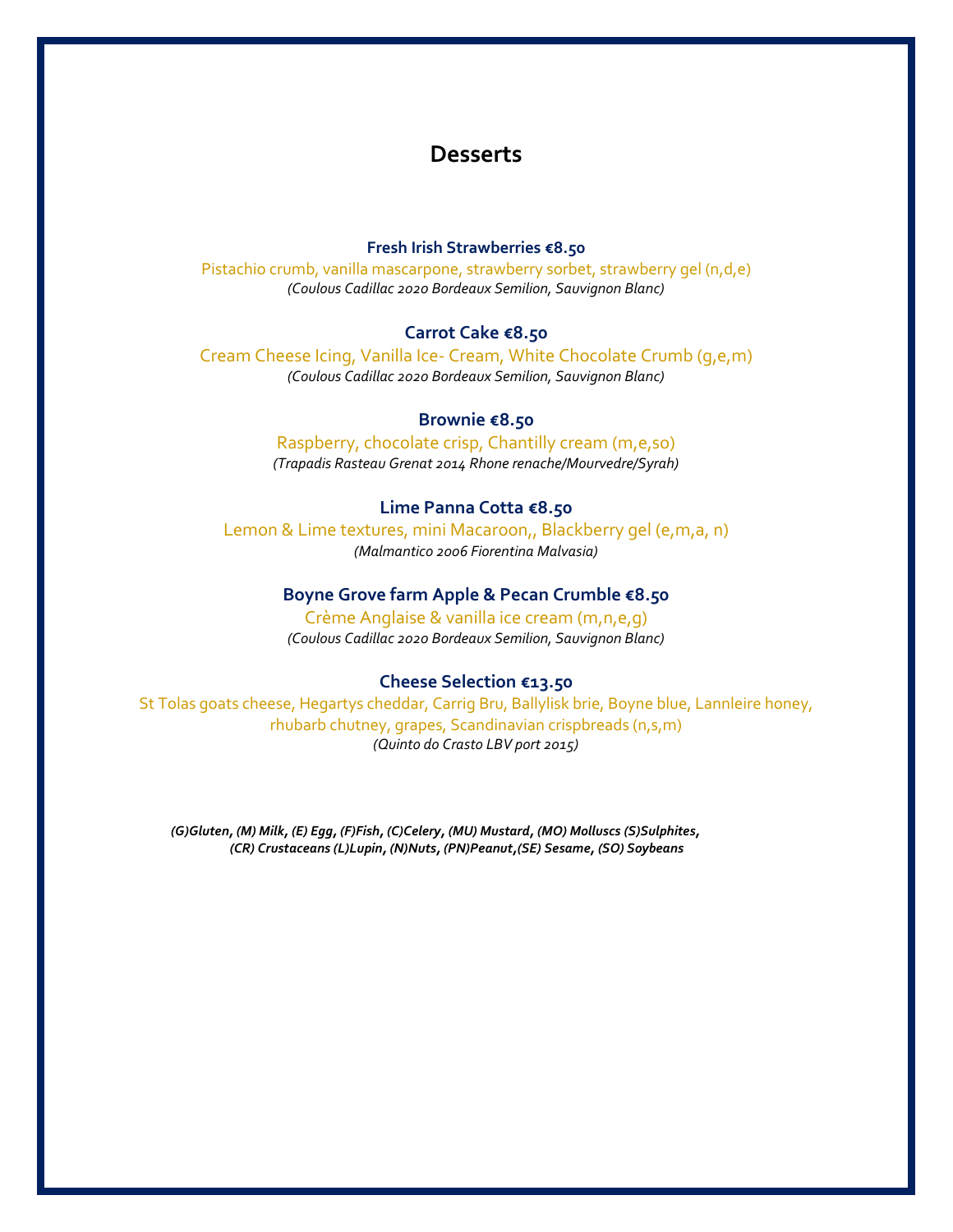# Desserts

**Fresh Irish Strawberries €8.50**

Pistachio crumb, vanilla mascarpone, strawberry sorbet, strawberry gel (n,d,e)

*(Coulous Cadillac 2020 Bordeaux Semilion, Sauvignon Blanc)*

**Carrot Cake €8.50**

Cream Cheese Icing, Vanilla Ice- Cream, White Chocolate Crumb (g,e,m)

*(Coulous Cadillac 2020 Bordeaux Semilion, Sauvignon Blanc)*

**Brownie €8.50**

Raspberry, chocolate crisp, Chantilly cream (m,e,so)

*(Trapadis Rasteau Grenat 2014 Rhone renache/Mourvedre/Syrah)*

**Lime Panna Cotta €8.50**

Lemon & Lime textures, mini Macaroon,, Blackberry gel (e,m,a, n)

*(Malmantico 2006 Fiorentina Malvasia)*

**Boyne Grove farm Apple & Pecan Crumble €8.50**

Crème Anglaise & vanilla ice cream (m,n,e,g)

*(Coulous Cadillac 2020 Bordeaux Semilion, Sauvignon Blanc)*

**Cheese Selection €13.50**

St Tolas goats cheese, Hegartys cheddar, Carrig Bru, Ballylisk brie, Boyne blue, Lannleire honey, rhubarb chutney, grapes, Scandinavian crispbreads (n,s,m)

*(Quinto do Crasto LBV port 2015)*

***(G)Gluten, (M) Milk, (E) Egg, (F)Fish, (C)Celery, (MU) Mustard, (MO) Molluscs (S)Sulphites, (CR) Crustaceans (L)Lupin, (N)Nuts, (PN)Peanut,(SE) Sesame, (SO) Soybeans***